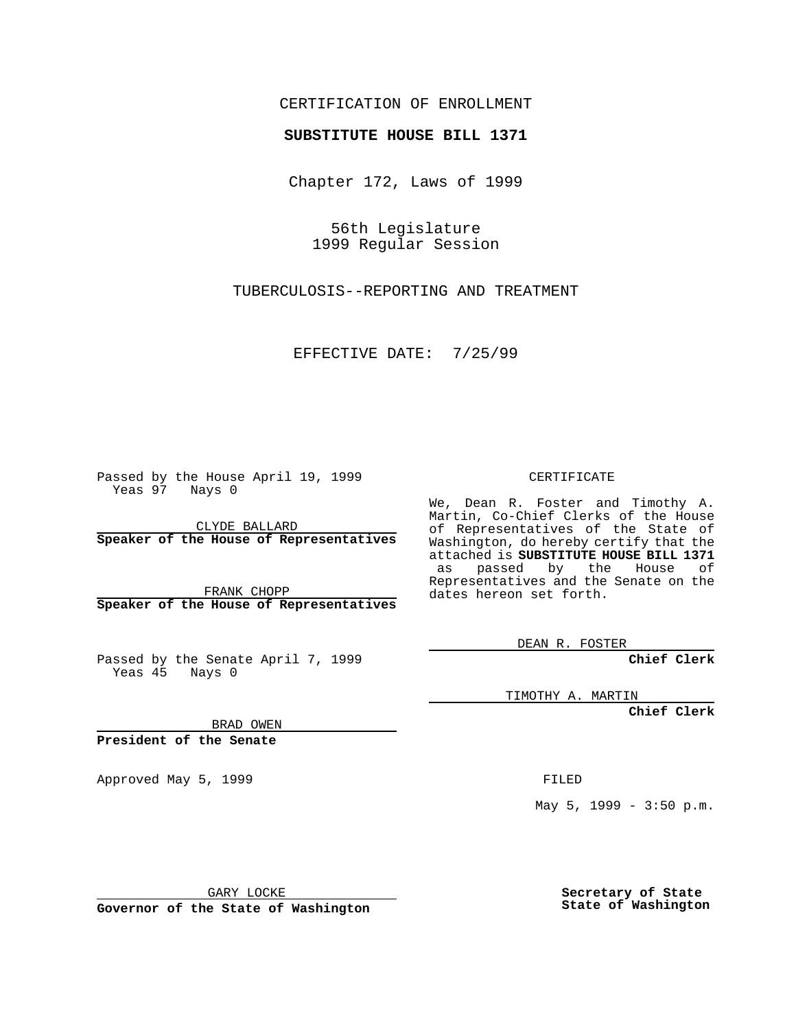CERTIFICATION OF ENROLLMENT

**SUBSTITUTE HOUSE BILL 1371**

Chapter 172, Laws of 1999

56th Legislature
1999 Regular Session

TUBERCULOSIS--REPORTING AND TREATMENT

EFFECTIVE DATE: 7/25/99

Passed by the House April 19, 1999
Yeas 97 Nays 0

CLYDE BALLARD
**Speaker of the House of Representatives**

FRANK CHOPP
**Speaker of the House of Representatives**

Passed by the Senate April 7, 1999
Yeas 45 Nays 0

BRAD OWEN
**President of the Senate**

Approved May 5, 1999

GARY LOCKE
**Governor of the State of Washington**

CERTIFICATE

We, Dean R. Foster and Timothy A. Martin, Co-Chief Clerks of the House of Representatives of the State of Washington, do hereby certify that the attached is **SUBSTITUTE HOUSE BILL 1371** as passed by the House of Representatives and the Senate on the dates hereon set forth.

DEAN R. FOSTER
**Chief Clerk**

TIMOTHY A. MARTIN
**Chief Clerk**

FILED

May 5, 1999 - 3:50 p.m.

**Secretary of State**
**State of Washington**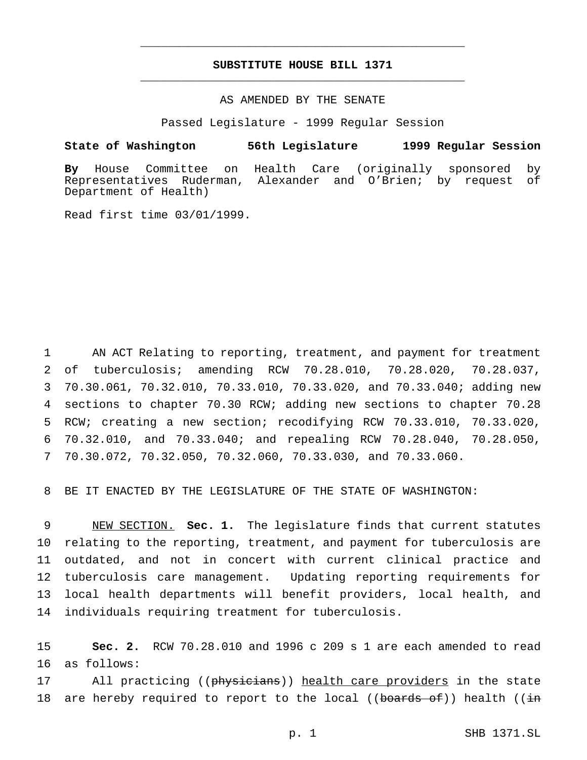**SUBSTITUTE HOUSE BILL 1371**

AS AMENDED BY THE SENATE

Passed Legislature - 1999 Regular Session

**State of Washington 56th Legislature 1999 Regular Session**

**By** House Committee on Health Care (originally sponsored by Representatives Ruderman, Alexander and O'Brien; by request of Department of Health)

Read first time 03/01/1999.

1 AN ACT Relating to reporting, treatment, and payment for treatment
2 of tuberculosis; amending RCW 70.28.010, 70.28.020, 70.28.037,
3 70.30.061, 70.32.010, 70.33.010, 70.33.020, and 70.33.040; adding new
4 sections to chapter 70.30 RCW; adding new sections to chapter 70.28
5 RCW; creating a new section; recodifying RCW 70.33.010, 70.33.020,
6 70.32.010, and 70.33.040; and repealing RCW 70.28.040, 70.28.050,
7 70.30.072, 70.32.050, 70.32.060, 70.33.030, and 70.33.060.

8 BE IT ENACTED BY THE LEGISLATURE OF THE STATE OF WASHINGTON:

9 NEW SECTION. **Sec. 1.** The legislature finds that current statutes
10 relating to the reporting, treatment, and payment for tuberculosis are
11 outdated, and not in concert with current clinical practice and
12 tuberculosis care management. Updating reporting requirements for
13 local health departments will benefit providers, local health, and
14 individuals requiring treatment for tuberculosis.

15 **Sec. 2.** RCW 70.28.010 and 1996 c 209 s 1 are each amended to read
16 as follows:

17 All practicing ((~~physicians~~)) health care providers in the state
18 are hereby required to report to the local ((~~boards of~~)) health ((~~in~~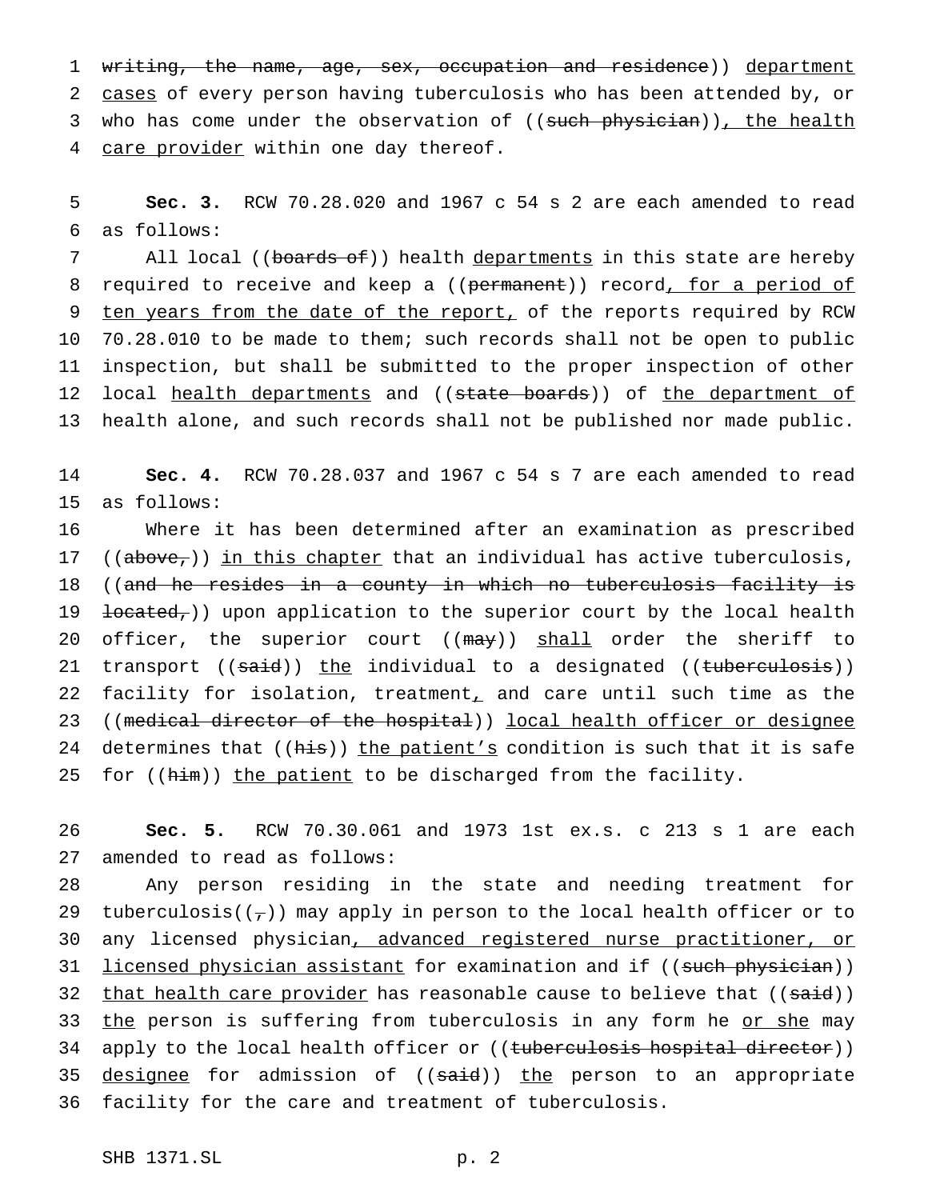writing, the name, age, sex, occupation and residence)) department cases of every person having tuberculosis who has been attended by, or who has come under the observation of ((such physician)), the health care provider within one day thereof.

**Sec. 3.** RCW 70.28.020 and 1967 c 54 s 2 are each amended to read as follows:

All local ((boards of)) health departments in this state are hereby required to receive and keep a ((permanent)) record, for a period of ten years from the date of the report, of the reports required by RCW 70.28.010 to be made to them; such records shall not be open to public inspection, but shall be submitted to the proper inspection of other local health departments and ((state boards)) of the department of health alone, and such records shall not be published nor made public.

**Sec. 4.** RCW 70.28.037 and 1967 c 54 s 7 are each amended to read as follows:

Where it has been determined after an examination as prescribed ((above,)) in this chapter that an individual has active tuberculosis, ((and he resides in a county in which no tuberculosis facility is located,)) upon application to the superior court by the local health officer, the superior court ((may)) shall order the sheriff to transport ((said)) the individual to a designated ((tuberculosis)) facility for isolation, treatment, and care until such time as the ((medical director of the hospital)) local health officer or designee determines that ((his)) the patient's condition is such that it is safe for ((him)) the patient to be discharged from the facility.

**Sec. 5.** RCW 70.30.061 and 1973 1st ex.s. c 213 s 1 are each amended to read as follows:

Any person residing in the state and needing treatment for tuberculosis((,)) may apply in person to the local health officer or to any licensed physician, advanced registered nurse practitioner, or licensed physician assistant for examination and if ((such physician)) that health care provider has reasonable cause to believe that ((said)) the person is suffering from tuberculosis in any form he or she may apply to the local health officer or ((tuberculosis hospital director)) designee for admission of ((said)) the person to an appropriate facility for the care and treatment of tuberculosis.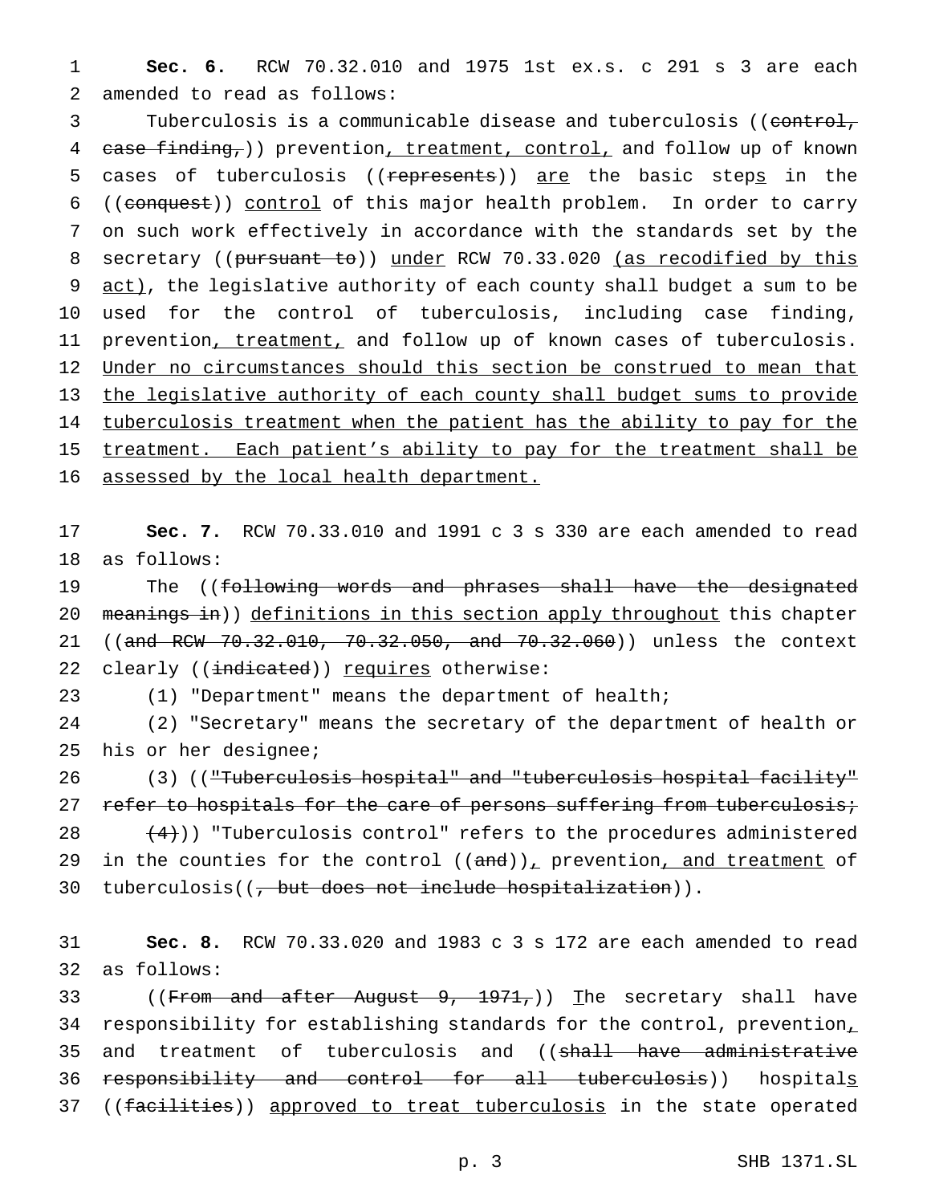**Sec. 6.** RCW 70.32.010 and 1975 1st ex.s. c 291 s 3 are each amended to read as follows:

Tuberculosis is a communicable disease and tuberculosis ((~~control, case finding,~~)) prevention, treatment, control, and follow up of known cases of tuberculosis ((~~represents~~)) are the basic steps in the ((~~conquest~~)) control of this major health problem. In order to carry on such work effectively in accordance with the standards set by the secretary ((~~pursuant to~~)) under RCW 70.33.020 (as recodified by this act), the legislative authority of each county shall budget a sum to be used for the control of tuberculosis, including case finding, prevention, treatment, and follow up of known cases of tuberculosis. Under no circumstances should this section be construed to mean that the legislative authority of each county shall budget sums to provide tuberculosis treatment when the patient has the ability to pay for the treatment. Each patient's ability to pay for the treatment shall be assessed by the local health department.

**Sec. 7.** RCW 70.33.010 and 1991 c 3 s 330 are each amended to read as follows:

The ((~~following words and phrases shall have the designated meanings in~~)) definitions in this section apply throughout this chapter ((~~and RCW 70.32.010, 70.32.050, and 70.32.060~~)) unless the context clearly ((~~indicated~~)) requires otherwise:

(1) "Department" means the department of health;

(2) "Secretary" means the secretary of the department of health or his or her designee;

(3) ((~~"Tuberculosis hospital" and "tuberculosis hospital facility" refer to hospitals for the care of persons suffering from tuberculosis;~~

~~(4)~~)) "Tuberculosis control" refers to the procedures administered in the counties for the control ((~~and~~)), prevention, and treatment of tuberculosis((~~, but does not include hospitalization~~)).

**Sec. 8.** RCW 70.33.020 and 1983 c 3 s 172 are each amended to read as follows:

((~~From and after August 9, 1971,~~)) The secretary shall have responsibility for establishing standards for the control, prevention, and treatment of tuberculosis and ((~~shall have administrative responsibility and control for all tuberculosis~~)) hospitals ((~~facilities~~)) approved to treat tuberculosis in the state operated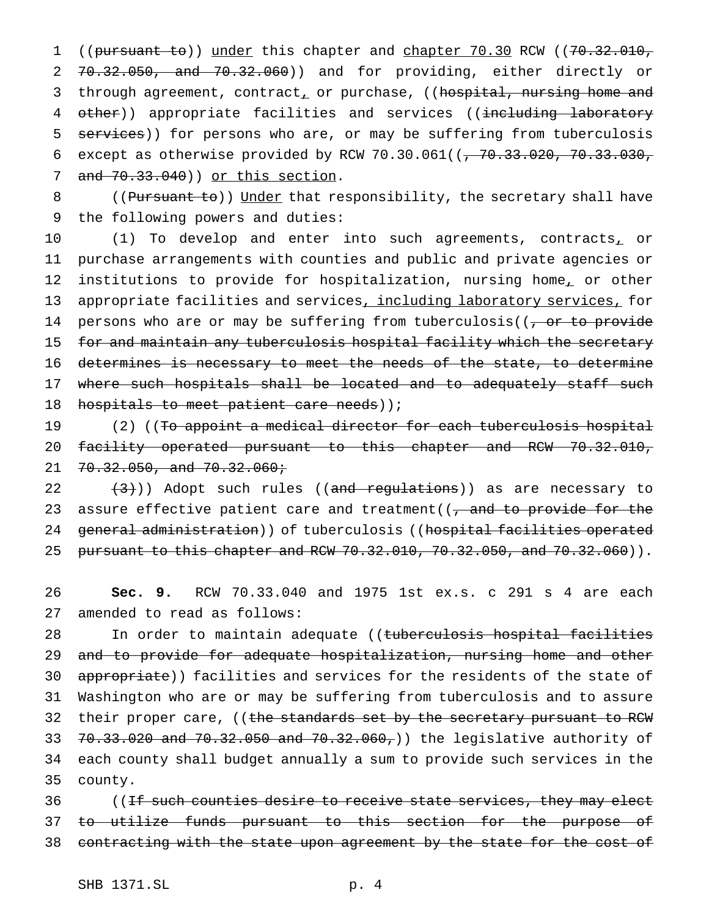((pursuant to)) under this chapter and chapter 70.30 RCW ((70.32.010, 70.32.050, and 70.32.060)) and for providing, either directly or through agreement, contract, or purchase, ((hospital, nursing home and other)) appropriate facilities and services ((including laboratory services)) for persons who are, or may be suffering from tuberculosis except as otherwise provided by RCW 70.30.061((, 70.33.020, 70.33.030, and 70.33.040)) or this section.

((Pursuant to)) Under that responsibility, the secretary shall have the following powers and duties:

(1) To develop and enter into such agreements, contracts, or purchase arrangements with counties and public and private agencies or institutions to provide for hospitalization, nursing home, or other appropriate facilities and services, including laboratory services, for persons who are or may be suffering from tuberculosis((, or to provide for and maintain any tuberculosis hospital facility which the secretary determines is necessary to meet the needs of the state, to determine where such hospitals shall be located and to adequately staff such hospitals to meet patient care needs));

(2) ((To appoint a medical director for each tuberculosis hospital facility operated pursuant to this chapter and RCW 70.32.010, 70.32.050, and 70.32.060;

(3))) Adopt such rules ((and regulations)) as are necessary to assure effective patient care and treatment((, and to provide for the general administration)) of tuberculosis ((hospital facilities operated pursuant to this chapter and RCW 70.32.010, 70.32.050, and 70.32.060)).

**Sec. 9.** RCW 70.33.040 and 1975 1st ex.s. c 291 s 4 are each amended to read as follows:

In order to maintain adequate ((tuberculosis hospital facilities and to provide for adequate hospitalization, nursing home and other appropriate)) facilities and services for the residents of the state of Washington who are or may be suffering from tuberculosis and to assure their proper care, ((the standards set by the secretary pursuant to RCW 70.33.020 and 70.32.050 and 70.32.060,)) the legislative authority of each county shall budget annually a sum to provide such services in the county.

((If such counties desire to receive state services, they may elect to utilize funds pursuant to this section for the purpose of contracting with the state upon agreement by the state for the cost of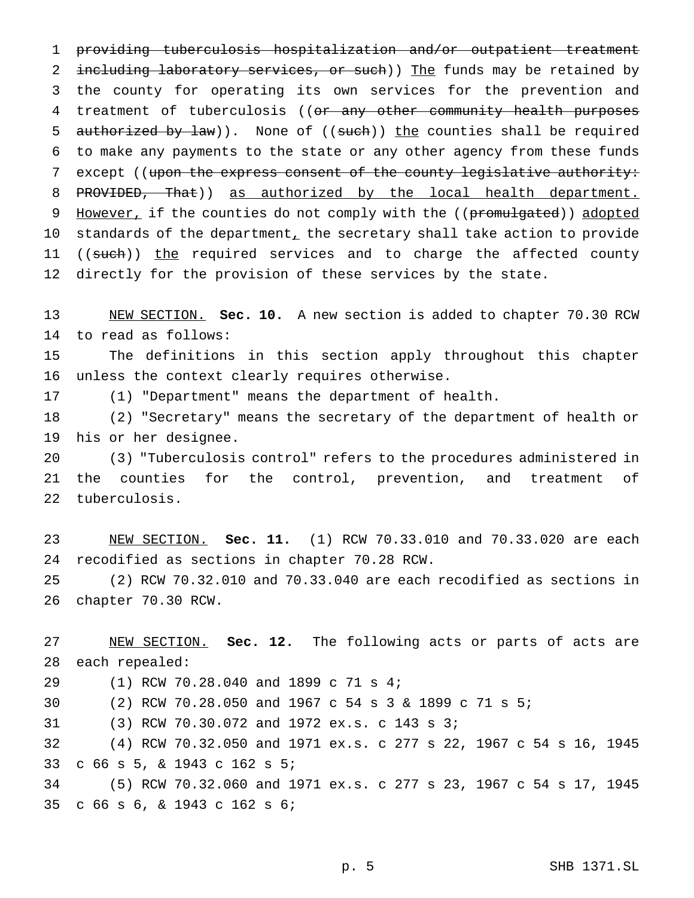providing tuberculosis hospitalization and/or outpatient treatment including laboratory services, or such)) The funds may be retained by the county for operating its own services for the prevention and treatment of tuberculosis ((or any other community health purposes authorized by law)). None of ((such)) the counties shall be required to make any payments to the state or any other agency from these funds except ((upon the express consent of the county legislative authority: PROVIDED, That)) as authorized by the local health department. However, if the counties do not comply with the ((promulgated)) adopted standards of the department, the secretary shall take action to provide ((such)) the required services and to charge the affected county directly for the provision of these services by the state.

NEW SECTION. **Sec. 10.** A new section is added to chapter 70.30 RCW to read as follows:

The definitions in this section apply throughout this chapter unless the context clearly requires otherwise.

(1) "Department" means the department of health.

(2) "Secretary" means the secretary of the department of health or his or her designee.

(3) "Tuberculosis control" refers to the procedures administered in the counties for the control, prevention, and treatment of tuberculosis.

NEW SECTION. **Sec. 11.** (1) RCW 70.33.010 and 70.33.020 are each recodified as sections in chapter 70.28 RCW.

(2) RCW 70.32.010 and 70.33.040 are each recodified as sections in chapter 70.30 RCW.

NEW SECTION. **Sec. 12.** The following acts or parts of acts are each repealed:

(1) RCW 70.28.040 and 1899 c 71 s 4;

(2) RCW 70.28.050 and 1967 c 54 s 3 & 1899 c 71 s 5;

(3) RCW 70.30.072 and 1972 ex.s. c 143 s 3;

(4) RCW 70.32.050 and 1971 ex.s. c 277 s 22, 1967 c 54 s 16, 1945 c 66 s 5, & 1943 c 162 s 5;

(5) RCW 70.32.060 and 1971 ex.s. c 277 s 23, 1967 c 54 s 17, 1945 c 66 s 6, & 1943 c 162 s 6;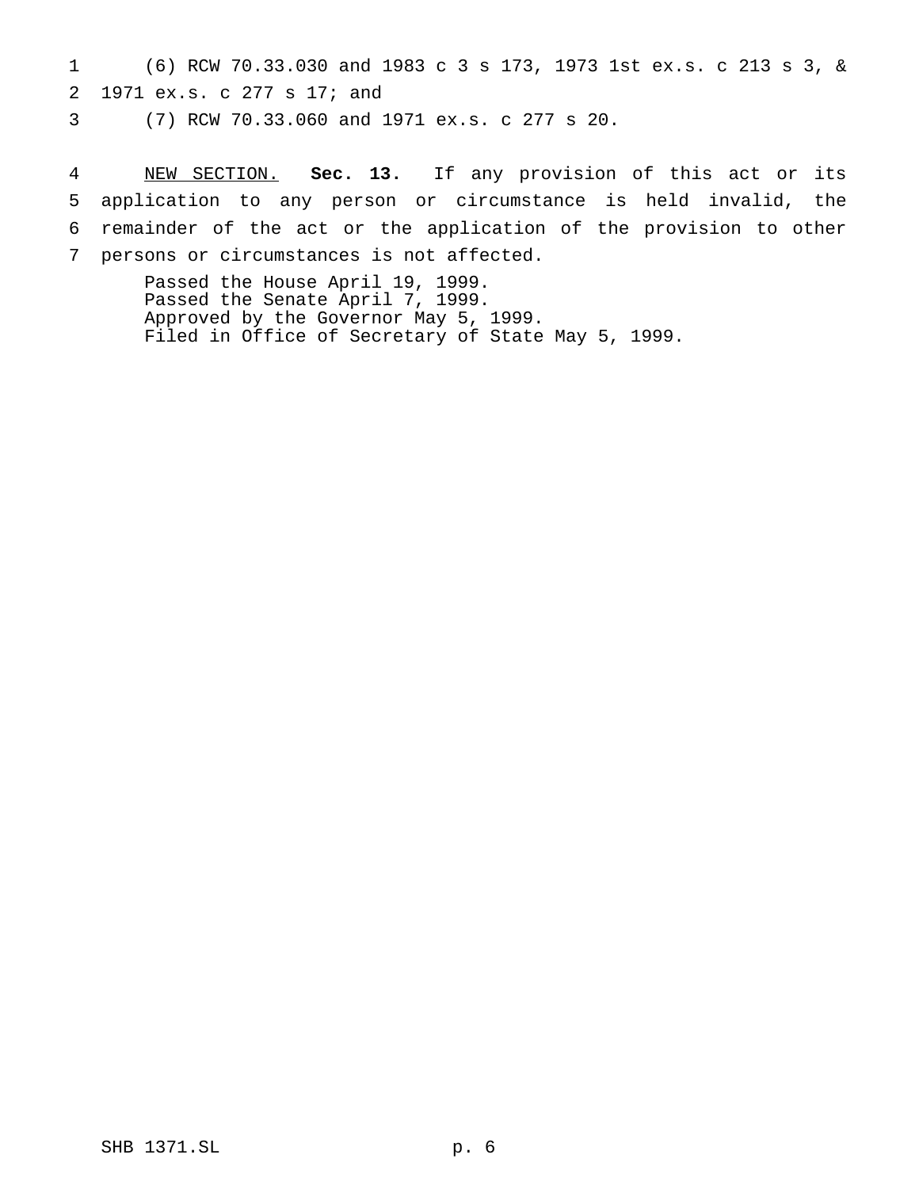(6) RCW 70.33.030 and 1983 c 3 s 173, 1973 1st ex.s. c 213 s 3, & 1971 ex.s. c 277 s 17; and

(7) RCW 70.33.060 and 1971 ex.s. c 277 s 20.

NEW SECTION. **Sec. 13.** If any provision of this act or its application to any person or circumstance is held invalid, the remainder of the act or the application of the provision to other persons or circumstances is not affected.

Passed the House April 19, 1999.
Passed the Senate April 7, 1999.
Approved by the Governor May 5, 1999.
Filed in Office of Secretary of State May 5, 1999.